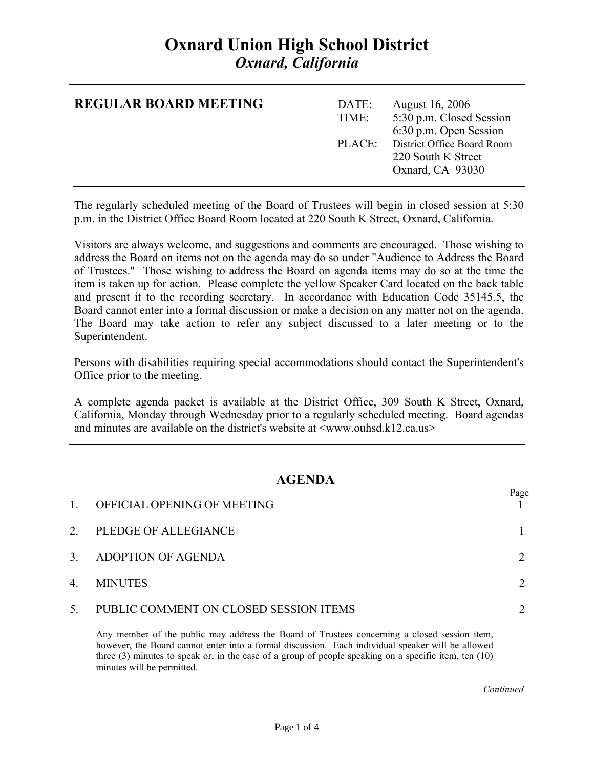# Oxnard Union High School District

*Oxnard, California*

---

## REGULAR BOARD MEETING

| | |
|---|---|
| DATE: | August 16, 2006 |
| TIME: | 5:30 p.m. Closed Session<br>6:30 p.m. Open Session |
| PLACE: | District Office Board Room<br>220 South K Street<br>Oxnard, CA 93030 |

---

The regularly scheduled meeting of the Board of Trustees will begin in closed session at 5:30 p.m. in the District Office Board Room located at 220 South K Street, Oxnard, California.

Visitors are always welcome, and suggestions and comments are encouraged. Those wishing to address the Board on items not on the agenda may do so under "Audience to Address the Board of Trustees." Those wishing to address the Board on agenda items may do so at the time the item is taken up for action. Please complete the yellow Speaker Card located on the back table and present it to the recording secretary. In accordance with Education Code 35145.5, the Board cannot enter into a formal discussion or make a decision on any matter not on the agenda. The Board may take action to refer any subject discussed to a later meeting or to the Superintendent.

Persons with disabilities requiring special accommodations should contact the Superintendent's Office prior to the meeting.

A complete agenda packet is available at the District Office, 309 South K Street, Oxnard, California, Monday through Wednesday prior to a regularly scheduled meeting. Board agendas and minutes are available on the district's website at <www.ouhsd.k12.ca.us>

---

## AGENDA

| | | Page |
|---|---|---|
| 1. | OFFICIAL OPENING OF MEETING | 1 |
| 2. | PLEDGE OF ALLEGIANCE | 1 |
| 3. | ADOPTION OF AGENDA | 2 |
| 4. | MINUTES | 2 |
| 5. | PUBLIC COMMENT ON CLOSED SESSION ITEMS | 2 |

Any member of the public may address the Board of Trustees concerning a closed session item, however, the Board cannot enter into a formal discussion. Each individual speaker will be allowed three (3) minutes to speak or, in the case of a group of people speaking on a specific item, ten (10) minutes will be permitted.

*Continued*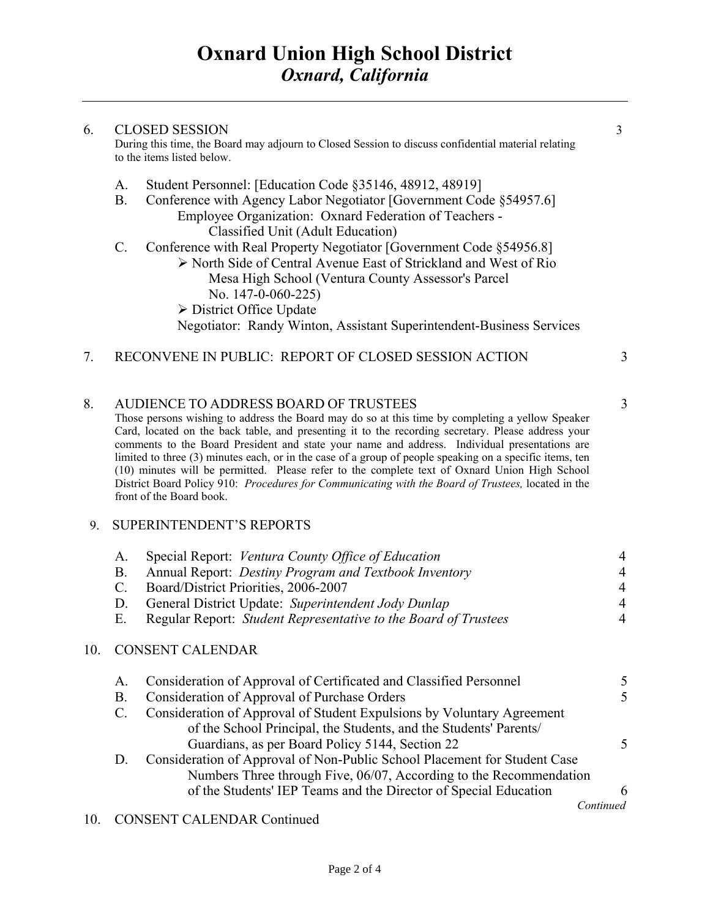#### Oxnard Union High School District
*Oxnard, California*

---

6. CLOSED SESSION 3

During this time, the Board may adjourn to Closed Session to discuss confidential material relating to the items listed below.

   A. Student Personnel: [Education Code §35146, 48912, 48919]
   B. Conference with Agency Labor Negotiator [Government Code §54957.6]
      Employee Organization: Oxnard Federation of Teachers - Classified Unit (Adult Education)
   C. Conference with Real Property Negotiator [Government Code §54956.8]
      - North Side of Central Avenue East of Strickland and West of Rio Mesa High School (Ventura County Assessor's Parcel No. 147-0-060-225)
      - District Office Update
      
      Negotiator: Randy Winton, Assistant Superintendent-Business Services

7. RECONVENE IN PUBLIC: REPORT OF CLOSED SESSION ACTION 3

8. AUDIENCE TO ADDRESS BOARD OF TRUSTEES 3

Those persons wishing to address the Board may do so at this time by completing a yellow Speaker Card, located on the back table, and presenting it to the recording secretary. Please address your comments to the Board President and state your name and address. Individual presentations are limited to three (3) minutes each, or in the case of a group of people speaking on a specific items, ten (10) minutes will be permitted. Please refer to the complete text of Oxnard Union High School District Board Policy 910: *Procedures for Communicating with the Board of Trustees,* located in the front of the Board book.

9. SUPERINTENDENT'S REPORTS

   A. Special Report: *Ventura County Office of Education* 4
   B. Annual Report: *Destiny Program and Textbook Inventory* 4
   C. Board/District Priorities, 2006-2007 4
   D. General District Update: *Superintendent Jody Dunlap* 4
   E. Regular Report: *Student Representative to the Board of Trustees* 4

10. CONSENT CALENDAR

   A. Consideration of Approval of Certificated and Classified Personnel 5
   B. Consideration of Approval of Purchase Orders 5
   C. Consideration of Approval of Student Expulsions by Voluntary Agreement of the School Principal, the Students, and the Students' Parents/ Guardians, as per Board Policy 5144, Section 22 5
   D. Consideration of Approval of Non-Public School Placement for Student Case Numbers Three through Five, 06/07, According to the Recommendation of the Students' IEP Teams and the Director of Special Education 6

*Continued*

10. CONSENT CALENDAR Continued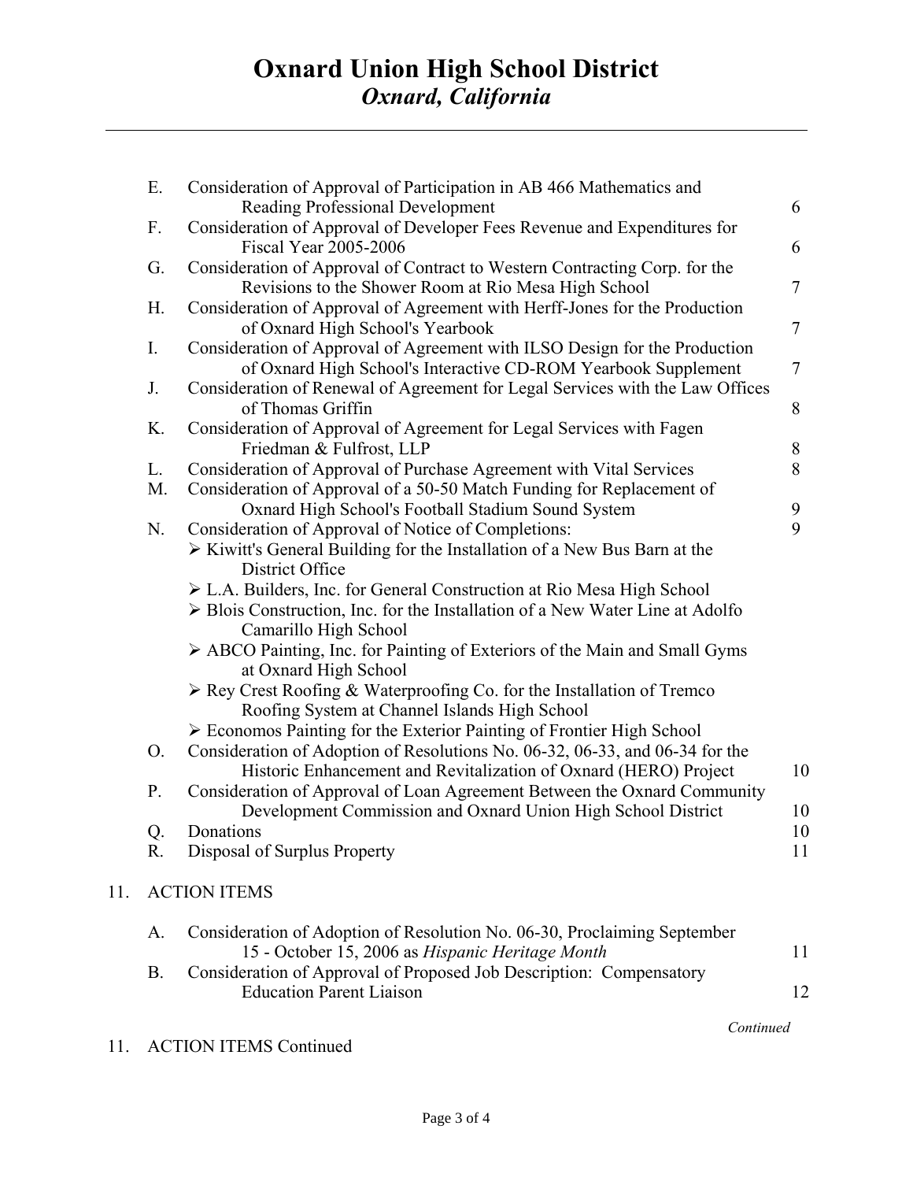# Oxnard Union High School District
## *Oxnard, California*

---

| | | |
|---|---|---|
| E. | Consideration of Approval of Participation in AB 466 Mathematics and Reading Professional Development | 6 |
| F. | Consideration of Approval of Developer Fees Revenue and Expenditures for Fiscal Year 2005-2006 | 6 |
| G. | Consideration of Approval of Contract to Western Contracting Corp. for the Revisions to the Shower Room at Rio Mesa High School | 7 |
| H. | Consideration of Approval of Agreement with Herff-Jones for the Production of Oxnard High School's Yearbook | 7 |
| I. | Consideration of Approval of Agreement with ILSO Design for the Production of Oxnard High School's Interactive CD-ROM Yearbook Supplement | 7 |
| J. | Consideration of Renewal of Agreement for Legal Services with the Law Offices of Thomas Griffin | 8 |
| K. | Consideration of Approval of Agreement for Legal Services with Fagen Friedman & Fulfrost, LLP | 8 |
| L. | Consideration of Approval of Purchase Agreement with Vital Services | 8 |
| M. | Consideration of Approval of a 50-50 Match Funding for Replacement of Oxnard High School's Football Stadium Sound System | 9 |
| N. | Consideration of Approval of Notice of Completions: | 9 |

- Kiwitt's General Building for the Installation of a New Bus Barn at the District Office
- L.A. Builders, Inc. for General Construction at Rio Mesa High School
- Blois Construction, Inc. for the Installation of a New Water Line at Adolfo Camarillo High School
- ABCO Painting, Inc. for Painting of Exteriors of the Main and Small Gyms at Oxnard High School
- Rey Crest Roofing & Waterproofing Co. for the Installation of Tremco Roofing System at Channel Islands High School
- Economos Painting for the Exterior Painting of Frontier High School

| | | |
|---|---|---|
| O. | Consideration of Adoption of Resolutions No. 06-32, 06-33, and 06-34 for the Historic Enhancement and Revitalization of Oxnard (HERO) Project | 10 |
| P. | Consideration of Approval of Loan Agreement Between the Oxnard Community Development Commission and Oxnard Union High School District | 10 |
| Q. | Donations | 10 |
| R. | Disposal of Surplus Property | 11 |

11. ACTION ITEMS

| | | |
|---|---|---|
| A. | Consideration of Adoption of Resolution No. 06-30, Proclaiming September 15 - October 15, 2006 as *Hispanic Heritage Month* | 11 |
| B. | Consideration of Approval of Proposed Job Description: Compensatory Education Parent Liaison | 12 |

*Continued*

11. ACTION ITEMS Continued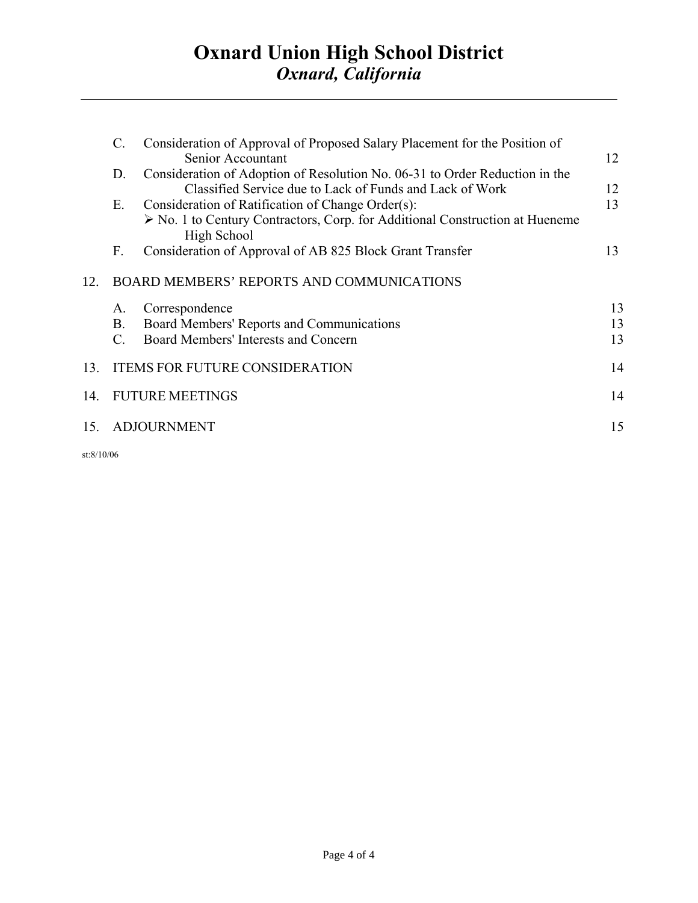# Oxnard Union High School District
## *Oxnard, California*

---

| | | | |
|---|---|---|---|
| | C. | Consideration of Approval of Proposed Salary Placement for the Position of Senior Accountant | 12 |
| | D. | Consideration of Adoption of Resolution No. 06-31 to Order Reduction in the Classified Service due to Lack of Funds and Lack of Work | 12 |
| | E. | Consideration of Ratification of Change Order(s): ➢ No. 1 to Century Contractors, Corp. for Additional Construction at Hueneme High School | 13 |
| | F. | Consideration of Approval of AB 825 Block Grant Transfer | 13 |
| 12. | BOARD MEMBERS' REPORTS AND COMMUNICATIONS | | |
| | A. | Correspondence | 13 |
| | B. | Board Members' Reports and Communications | 13 |
| | C. | Board Members' Interests and Concern | 13 |
| 13. | ITEMS FOR FUTURE CONSIDERATION | | 14 |
| 14. | FUTURE MEETINGS | | 14 |
| 15. | ADJOURNMENT | | 15 |

st:8/10/06